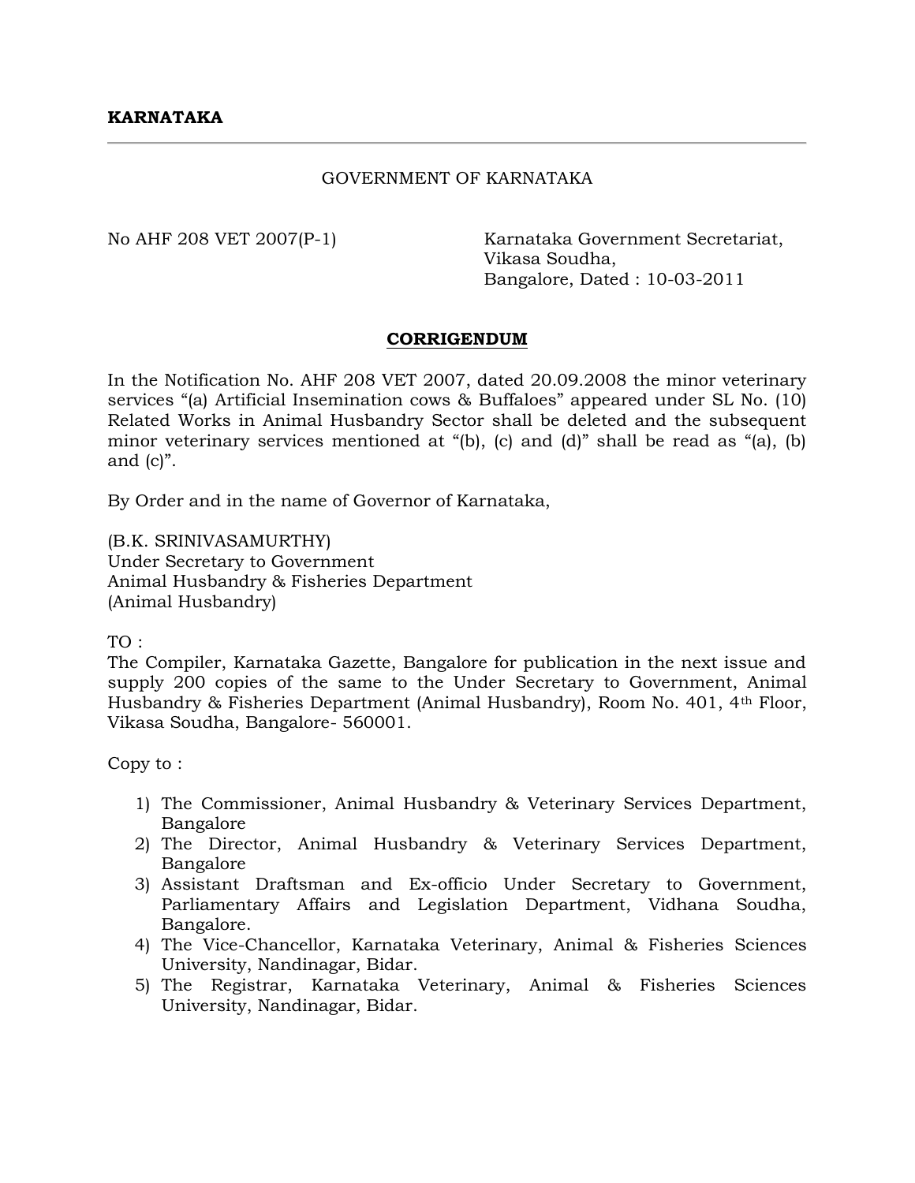**KARNATAKA**

---

GOVERNMENT OF KARNATAKA

No AHF 208 VET 2007(P-1)

Karnataka Government Secretariat,
Vikasa Soudha,
Bangalore, Dated : 10-03-2011

**CORRIGENDUM**

In the Notification No. AHF 208 VET 2007, dated 20.09.2008 the minor veterinary services "(a) Artificial Insemination cows & Buffaloes" appeared under SL No. (10) Related Works in Animal Husbandry Sector shall be deleted and the subsequent minor veterinary services mentioned at "(b), (c) and (d)" shall be read as "(a), (b) and (c)".

By Order and in the name of Governor of Karnataka,

(B.K. SRINIVASAMURTHY)
Under Secretary to Government
Animal Husbandry & Fisheries Department
(Animal Husbandry)

TO :
The Compiler, Karnataka Gazette, Bangalore for publication in the next issue and supply 200 copies of the same to the Under Secretary to Government, Animal Husbandry & Fisheries Department (Animal Husbandry), Room No. 401, 4th Floor, Vikasa Soudha, Bangalore- 560001.

Copy to :

1) The Commissioner, Animal Husbandry & Veterinary Services Department, Bangalore
2) The Director, Animal Husbandry & Veterinary Services Department, Bangalore
3) Assistant Draftsman and Ex-officio Under Secretary to Government, Parliamentary Affairs and Legislation Department, Vidhana Soudha, Bangalore.
4) The Vice-Chancellor, Karnataka Veterinary, Animal & Fisheries Sciences University, Nandinagar, Bidar.
5) The Registrar, Karnataka Veterinary, Animal & Fisheries Sciences University, Nandinagar, Bidar.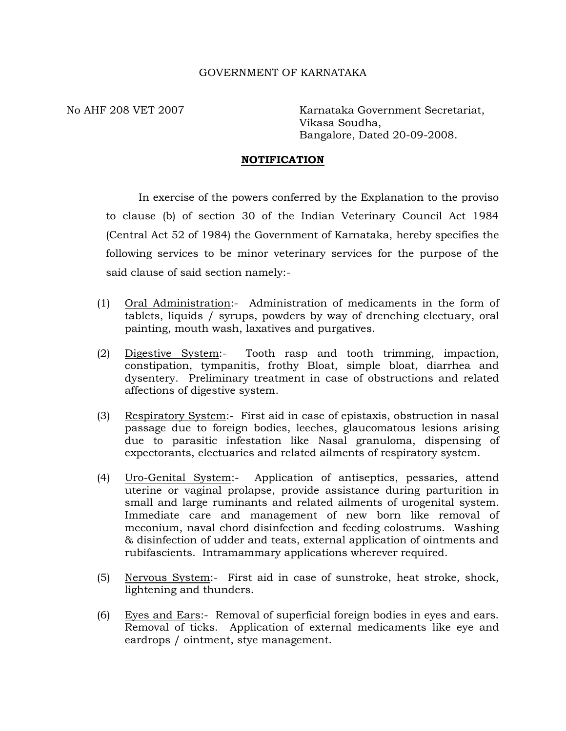GOVERNMENT OF KARNATAKA

No AHF 208 VET 2007

Karnataka Government Secretariat,
Vikasa Soudha,
Bangalore, Dated 20-09-2008.

## NOTIFICATION

In exercise of the powers conferred by the Explanation to the proviso to clause (b) of section 30 of the Indian Veterinary Council Act 1984 (Central Act 52 of 1984) the Government of Karnataka, hereby specifies the following services to be minor veterinary services for the purpose of the said clause of said section namely:-

(1) Oral Administration:- Administration of medicaments in the form of tablets, liquids / syrups, powders by way of drenching electuary, oral painting, mouth wash, laxatives and purgatives.

(2) Digestive System:- Tooth rasp and tooth trimming, impaction, constipation, tympanitis, frothy Bloat, simple bloat, diarrhea and dysentery. Preliminary treatment in case of obstructions and related affections of digestive system.

(3) Respiratory System:- First aid in case of epistaxis, obstruction in nasal passage due to foreign bodies, leeches, glaucomatous lesions arising due to parasitic infestation like Nasal granuloma, dispensing of expectorants, electuaries and related ailments of respiratory system.

(4) Uro-Genital System:- Application of antiseptics, pessaries, attend uterine or vaginal prolapse, provide assistance during parturition in small and large ruminants and related ailments of urogenital system. Immediate care and management of new born like removal of meconium, naval chord disinfection and feeding colostrums. Washing & disinfection of udder and teats, external application of ointments and rubifascients. Intramammary applications wherever required.

(5) Nervous System:- First aid in case of sunstroke, heat stroke, shock, lightening and thunders.

(6) Eyes and Ears:- Removal of superficial foreign bodies in eyes and ears. Removal of ticks. Application of external medicaments like eye and eardrops / ointment, stye management.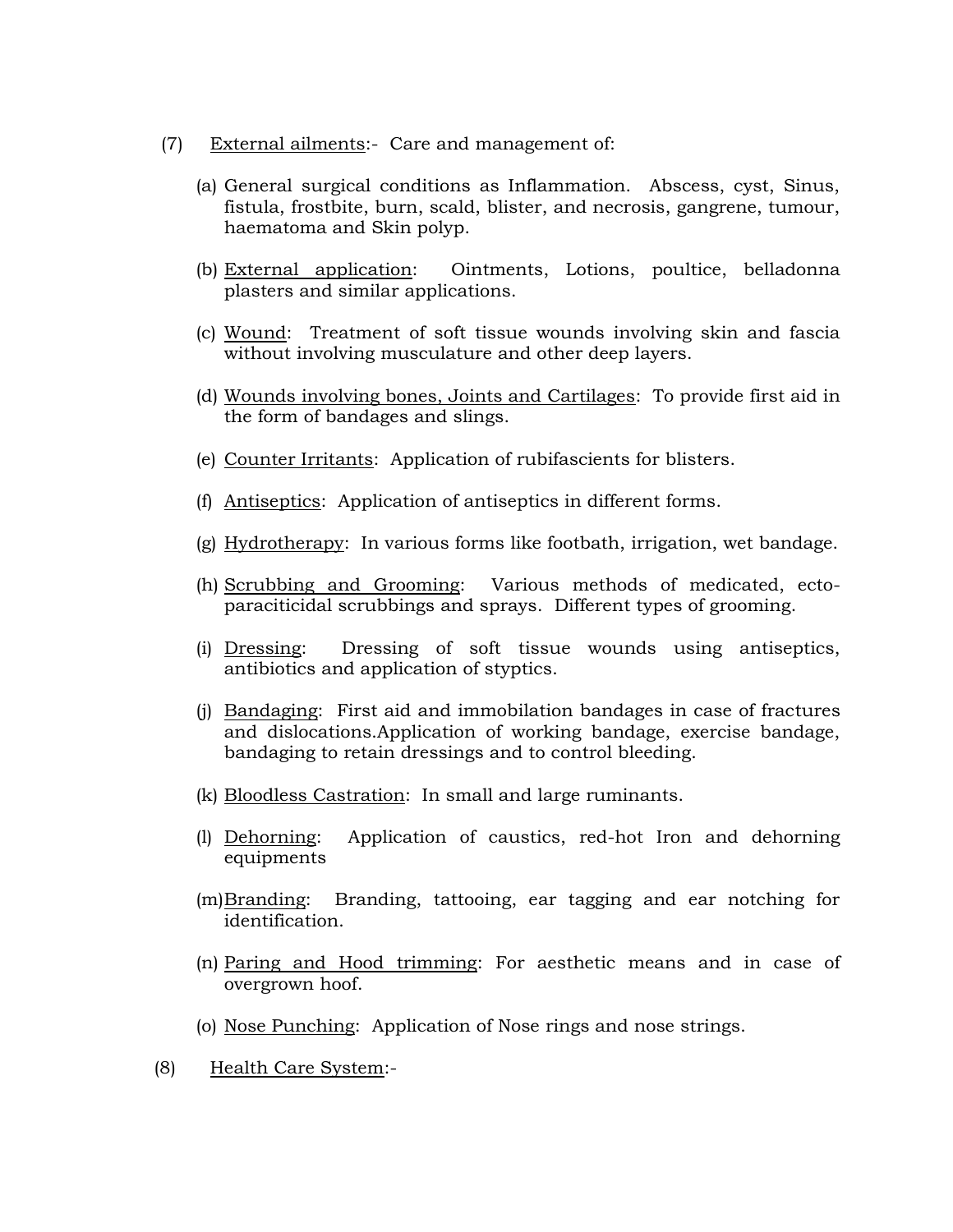(7) <u>External ailments</u>:- Care and management of:

(a) General surgical conditions as Inflammation. Abscess, cyst, Sinus, fistula, frostbite, burn, scald, blister, and necrosis, gangrene, tumour, haematoma and Skin polyp.

(b) <u>External application</u>: Ointments, Lotions, poultice, belladonna plasters and similar applications.

(c) <u>Wound</u>: Treatment of soft tissue wounds involving skin and fascia without involving musculature and other deep layers.

(d) <u>Wounds involving bones, Joints and Cartilages</u>: To provide first aid in the form of bandages and slings.

(e) <u>Counter Irritants</u>: Application of rubifascients for blisters.

(f) <u>Antiseptics</u>: Application of antiseptics in different forms.

(g) <u>Hydrotherapy</u>: In various forms like footbath, irrigation, wet bandage.

(h) <u>Scrubbing and Grooming</u>: Various methods of medicated, ecto-paraciticidal scrubbings and sprays. Different types of grooming.

(i) <u>Dressing</u>: Dressing of soft tissue wounds using antiseptics, antibiotics and application of styptics.

(j) <u>Bandaging</u>: First aid and immobilation bandages in case of fractures and dislocations.Application of working bandage, exercise bandage, bandaging to retain dressings and to control bleeding.

(k) <u>Bloodless Castration</u>: In small and large ruminants.

(l) <u>Dehorning</u>: Application of caustics, red-hot Iron and dehorning equipments

(m) <u>Branding</u>: Branding, tattooing, ear tagging and ear notching for identification.

(n) <u>Paring and Hood trimming</u>: For aesthetic means and in case of overgrown hoof.

(o) <u>Nose Punching</u>: Application of Nose rings and nose strings.

(8) <u>Health Care System</u>:-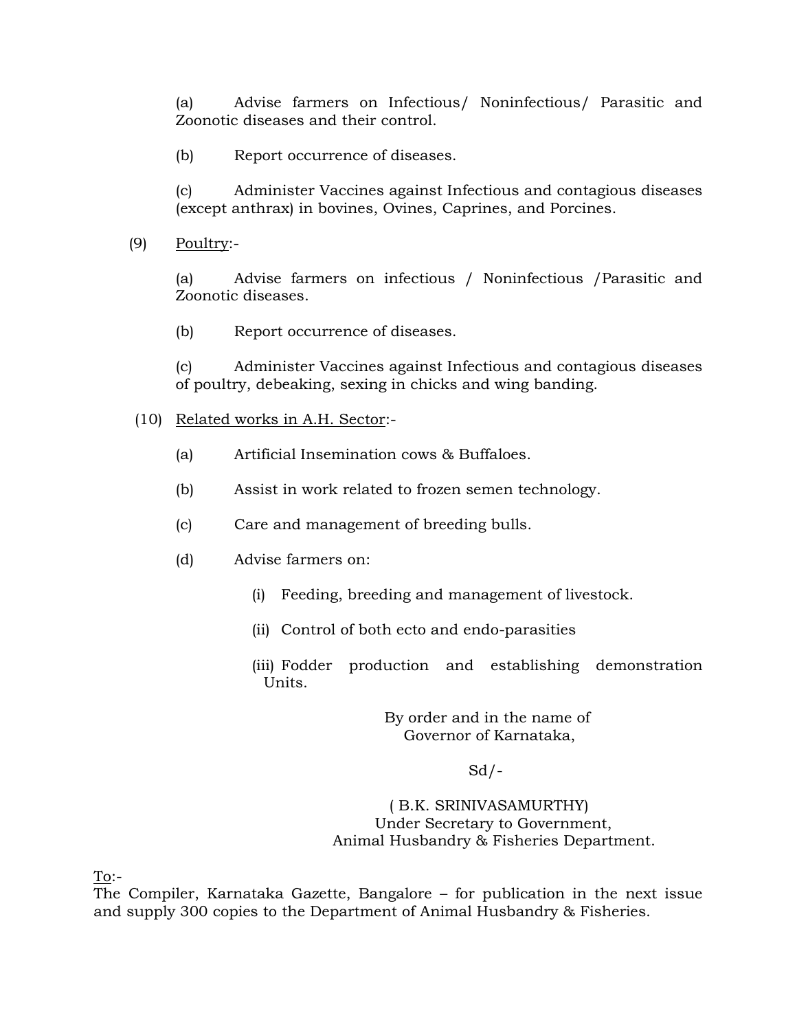(a) Advise farmers on Infectious/ Noninfectious/ Parasitic and Zoonotic diseases and their control.

(b) Report occurrence of diseases.

(c) Administer Vaccines against Infectious and contagious diseases (except anthrax) in bovines, Ovines, Caprines, and Porcines.

(9) <u>Poultry</u>:-

(a) Advise farmers on infectious / Noninfectious /Parasitic and Zoonotic diseases.

(b) Report occurrence of diseases.

(c) Administer Vaccines against Infectious and contagious diseases of poultry, debeaking, sexing in chicks and wing banding.

(10) <u>Related works in A.H. Sector</u>:-

(a) Artificial Insemination cows & Buffaloes.

(b) Assist in work related to frozen semen technology.

(c) Care and management of breeding bulls.

(d) Advise farmers on:

(i) Feeding, breeding and management of livestock.

(ii) Control of both ecto and endo-parasities

(iii) Fodder production and establishing demonstration Units.

By order and in the name of
Governor of Karnataka,

Sd/-

( B.K. SRINIVASAMURTHY)
Under Secretary to Government,
Animal Husbandry & Fisheries Department.

<u>To</u>:-
The Compiler, Karnataka Gazette, Bangalore – for publication in the next issue and supply 300 copies to the Department of Animal Husbandry & Fisheries.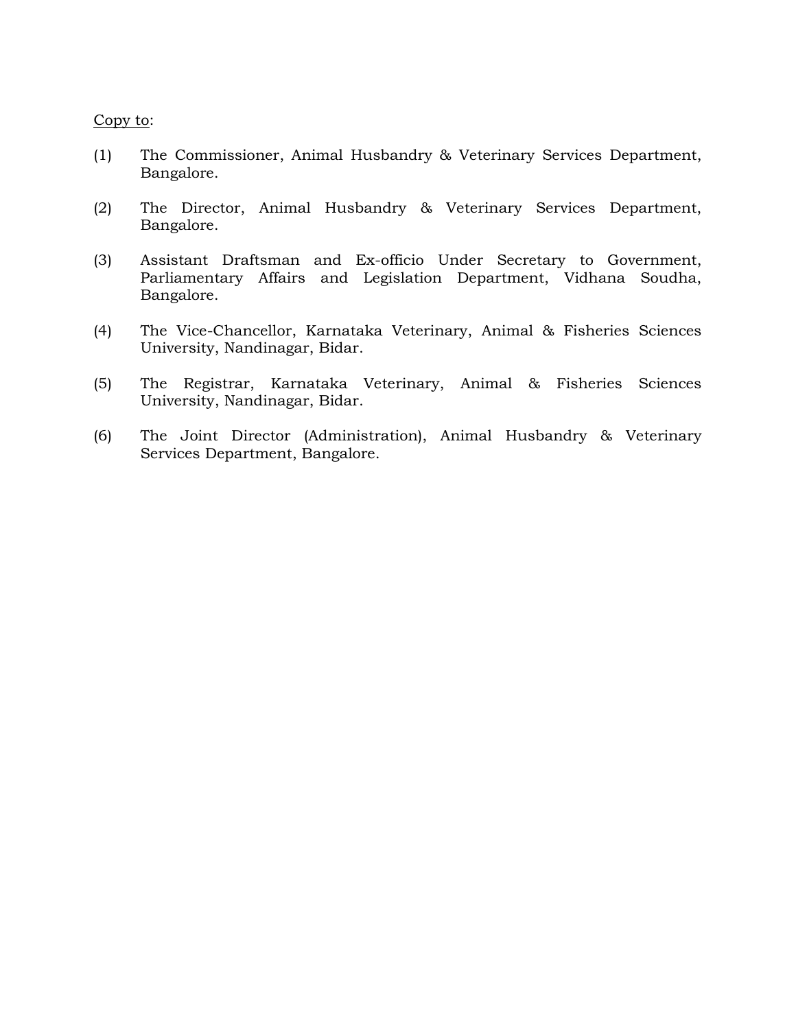Copy to:

(1) The Commissioner, Animal Husbandry & Veterinary Services Department, Bangalore.

(2) The Director, Animal Husbandry & Veterinary Services Department, Bangalore.

(3) Assistant Draftsman and Ex-officio Under Secretary to Government, Parliamentary Affairs and Legislation Department, Vidhana Soudha, Bangalore.

(4) The Vice-Chancellor, Karnataka Veterinary, Animal & Fisheries Sciences University, Nandinagar, Bidar.

(5) The Registrar, Karnataka Veterinary, Animal & Fisheries Sciences University, Nandinagar, Bidar.

(6) The Joint Director (Administration), Animal Husbandry & Veterinary Services Department, Bangalore.